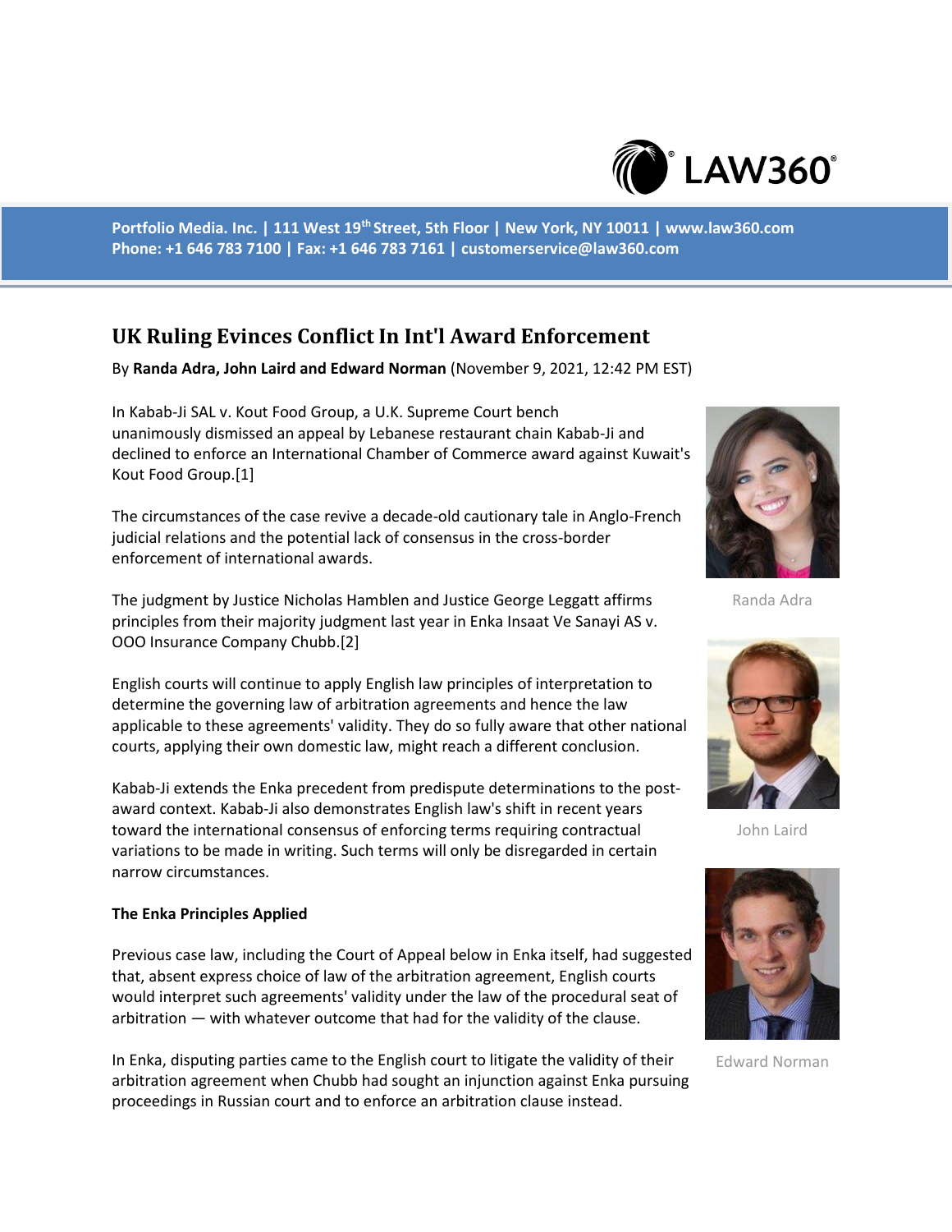Portfolio Media. Inc. | 111 West 19th Street, 5th Floor | New York, NY 10011 | www.law360.com
Phone: +1 646 783 7100 | Fax: +1 646 783 7161 | customerservice@law360.com

# UK Ruling Evinces Conflict In Int'l Award Enforcement

By **Randa Adra, John Laird and Edward Norman** (November 9, 2021, 12:42 PM EST)

In Kabab-Ji SAL v. Kout Food Group, a U.K. Supreme Court bench unanimously dismissed an appeal by Lebanese restaurant chain Kabab-Ji and declined to enforce an International Chamber of Commerce award against Kuwait's Kout Food Group.[1]

The circumstances of the case revive a decade-old cautionary tale in Anglo-French judicial relations and the potential lack of consensus in the cross-border enforcement of international awards.

The judgment by Justice Nicholas Hamblen and Justice George Leggatt affirms principles from their majority judgment last year in Enka Insaat Ve Sanayi AS v. OOO Insurance Company Chubb.[2]

English courts will continue to apply English law principles of interpretation to determine the governing law of arbitration agreements and hence the law applicable to these agreements' validity. They do so fully aware that other national courts, applying their own domestic law, might reach a different conclusion.

Kabab-Ji extends the Enka precedent from predispute determinations to the post-award context. Kabab-Ji also demonstrates English law's shift in recent years toward the international consensus of enforcing terms requiring contractual variations to be made in writing. Such terms will only be disregarded in certain narrow circumstances.

Randa Adra

John Laird

Edward Norman

**The Enka Principles Applied**

Previous case law, including the Court of Appeal below in Enka itself, had suggested that, absent express choice of law of the arbitration agreement, English courts would interpret such agreements' validity under the law of the procedural seat of arbitration — with whatever outcome that had for the validity of the clause.

In Enka, disputing parties came to the English court to litigate the validity of their arbitration agreement when Chubb had sought an injunction against Enka pursuing proceedings in Russian court and to enforce an arbitration clause instead.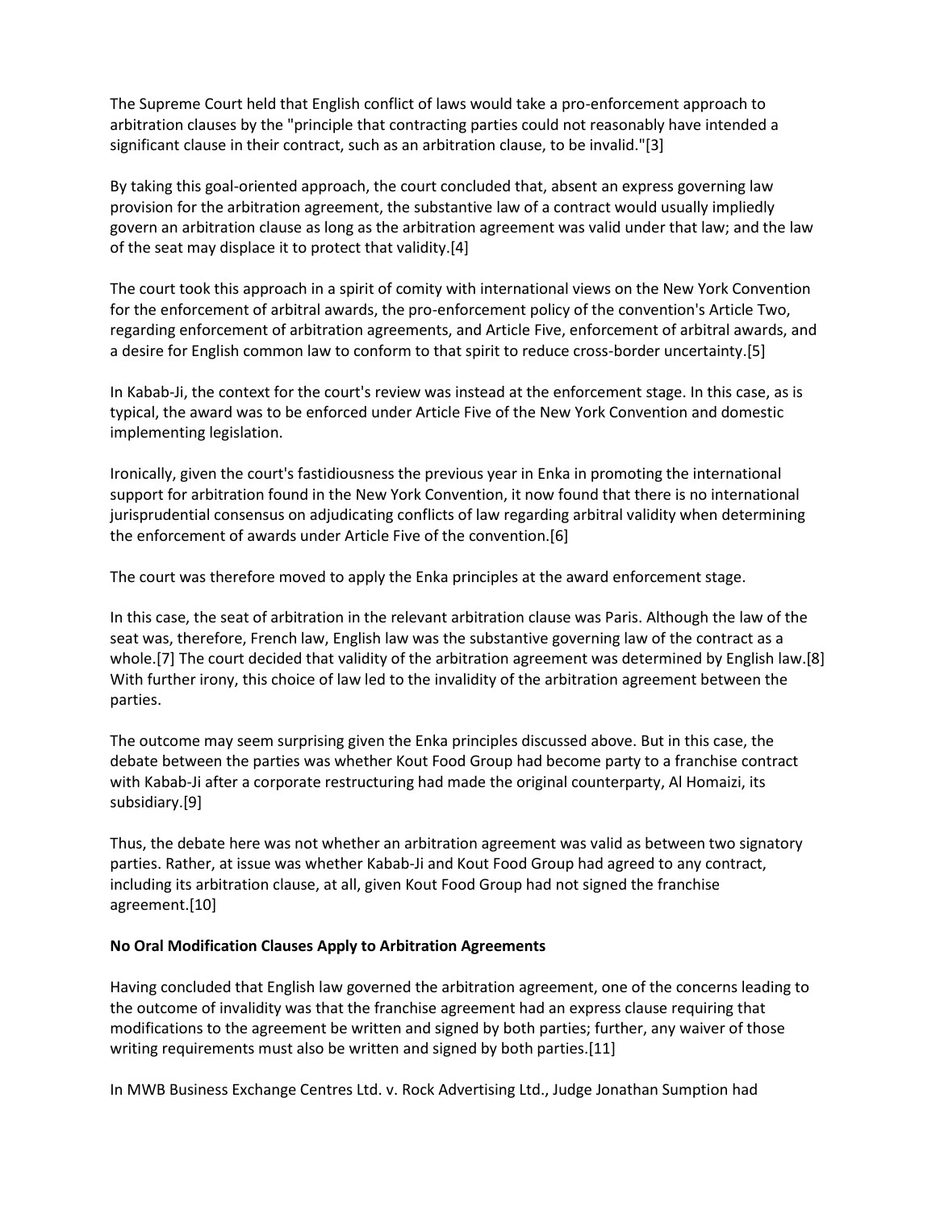The Supreme Court held that English conflict of laws would take a pro-enforcement approach to arbitration clauses by the "principle that contracting parties could not reasonably have intended a significant clause in their contract, such as an arbitration clause, to be invalid."[3]

By taking this goal-oriented approach, the court concluded that, absent an express governing law provision for the arbitration agreement, the substantive law of a contract would usually impliedly govern an arbitration clause as long as the arbitration agreement was valid under that law; and the law of the seat may displace it to protect that validity.[4]

The court took this approach in a spirit of comity with international views on the New York Convention for the enforcement of arbitral awards, the pro-enforcement policy of the convention's Article Two, regarding enforcement of arbitration agreements, and Article Five, enforcement of arbitral awards, and a desire for English common law to conform to that spirit to reduce cross-border uncertainty.[5]

In Kabab-Ji, the context for the court's review was instead at the enforcement stage. In this case, as is typical, the award was to be enforced under Article Five of the New York Convention and domestic implementing legislation.

Ironically, given the court's fastidiousness the previous year in Enka in promoting the international support for arbitration found in the New York Convention, it now found that there is no international jurisprudential consensus on adjudicating conflicts of law regarding arbitral validity when determining the enforcement of awards under Article Five of the convention.[6]

The court was therefore moved to apply the Enka principles at the award enforcement stage.

In this case, the seat of arbitration in the relevant arbitration clause was Paris. Although the law of the seat was, therefore, French law, English law was the substantive governing law of the contract as a whole.[7] The court decided that validity of the arbitration agreement was determined by English law.[8] With further irony, this choice of law led to the invalidity of the arbitration agreement between the parties.

The outcome may seem surprising given the Enka principles discussed above. But in this case, the debate between the parties was whether Kout Food Group had become party to a franchise contract with Kabab-Ji after a corporate restructuring had made the original counterparty, Al Homaizi, its subsidiary.[9]

Thus, the debate here was not whether an arbitration agreement was valid as between two signatory parties. Rather, at issue was whether Kabab-Ji and Kout Food Group had agreed to any contract, including its arbitration clause, at all, given Kout Food Group had not signed the franchise agreement.[10]

**No Oral Modification Clauses Apply to Arbitration Agreements**

Having concluded that English law governed the arbitration agreement, one of the concerns leading to the outcome of invalidity was that the franchise agreement had an express clause requiring that modifications to the agreement be written and signed by both parties; further, any waiver of those writing requirements must also be written and signed by both parties.[11]

In MWB Business Exchange Centres Ltd. v. Rock Advertising Ltd., Judge Jonathan Sumption had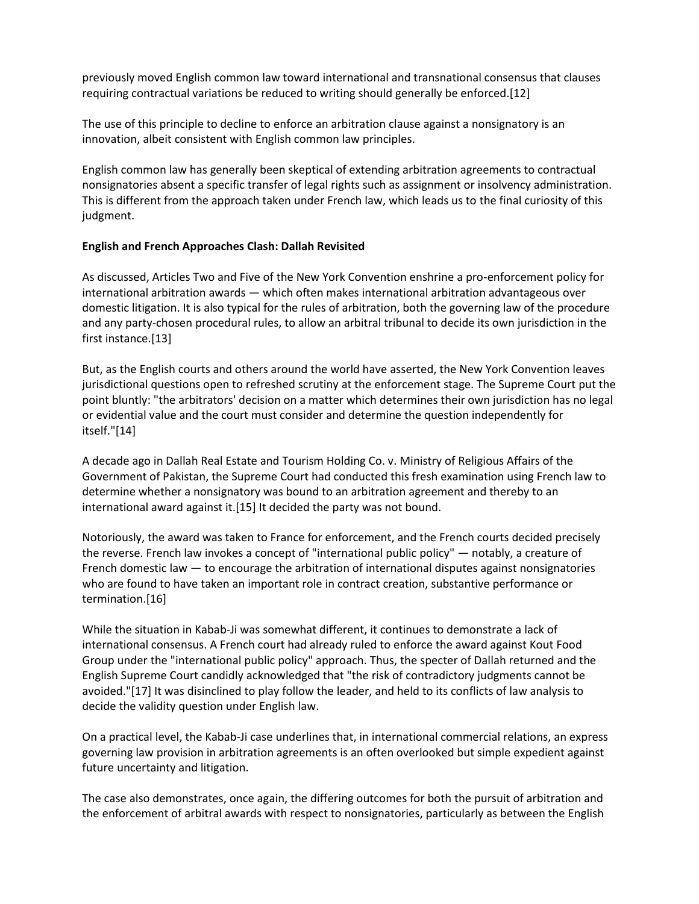previously moved English common law toward international and transnational consensus that clauses requiring contractual variations be reduced to writing should generally be enforced.[12]

The use of this principle to decline to enforce an arbitration clause against a nonsignatory is an innovation, albeit consistent with English common law principles.

English common law has generally been skeptical of extending arbitration agreements to contractual nonsignatories absent a specific transfer of legal rights such as assignment or insolvency administration. This is different from the approach taken under French law, which leads us to the final curiosity of this judgment.

**English and French Approaches Clash: Dallah Revisited**

As discussed, Articles Two and Five of the New York Convention enshrine a pro-enforcement policy for international arbitration awards — which often makes international arbitration advantageous over domestic litigation. It is also typical for the rules of arbitration, both the governing law of the procedure and any party-chosen procedural rules, to allow an arbitral tribunal to decide its own jurisdiction in the first instance.[13]

But, as the English courts and others around the world have asserted, the New York Convention leaves jurisdictional questions open to refreshed scrutiny at the enforcement stage. The Supreme Court put the point bluntly: "the arbitrators' decision on a matter which determines their own jurisdiction has no legal or evidential value and the court must consider and determine the question independently for itself."[14]

A decade ago in Dallah Real Estate and Tourism Holding Co. v. Ministry of Religious Affairs of the Government of Pakistan, the Supreme Court had conducted this fresh examination using French law to determine whether a nonsignatory was bound to an arbitration agreement and thereby to an international award against it.[15] It decided the party was not bound.

Notoriously, the award was taken to France for enforcement, and the French courts decided precisely the reverse. French law invokes a concept of "international public policy" — notably, a creature of French domestic law — to encourage the arbitration of international disputes against nonsignatories who are found to have taken an important role in contract creation, substantive performance or termination.[16]

While the situation in Kabab-Ji was somewhat different, it continues to demonstrate a lack of international consensus. A French court had already ruled to enforce the award against Kout Food Group under the "international public policy" approach. Thus, the specter of Dallah returned and the English Supreme Court candidly acknowledged that "the risk of contradictory judgments cannot be avoided."[17] It was disinclined to play follow the leader, and held to its conflicts of law analysis to decide the validity question under English law.

On a practical level, the Kabab-Ji case underlines that, in international commercial relations, an express governing law provision in arbitration agreements is an often overlooked but simple expedient against future uncertainty and litigation.

The case also demonstrates, once again, the differing outcomes for both the pursuit of arbitration and the enforcement of arbitral awards with respect to nonsignatories, particularly as between the English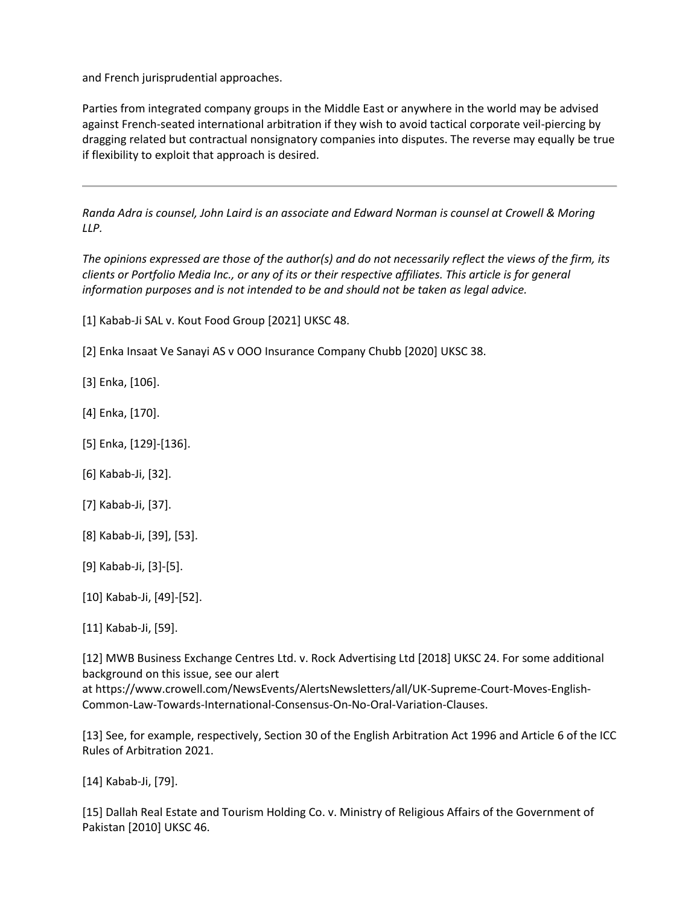and French jurisprudential approaches.

Parties from integrated company groups in the Middle East or anywhere in the world may be advised against French-seated international arbitration if they wish to avoid tactical corporate veil-piercing by dragging related but contractual nonsignatory companies into disputes. The reverse may equally be true if flexibility to exploit that approach is desired.

---

*Randa Adra is counsel, John Laird is an associate and Edward Norman is counsel at Crowell & Moring LLP.*

*The opinions expressed are those of the author(s) and do not necessarily reflect the views of the firm, its clients or Portfolio Media Inc., or any of its or their respective affiliates. This article is for general information purposes and is not intended to be and should not be taken as legal advice.*

[1] Kabab-Ji SAL v. Kout Food Group [2021] UKSC 48.

[2] Enka Insaat Ve Sanayi AS v OOO Insurance Company Chubb [2020] UKSC 38.

[3] Enka, [106].

[4] Enka, [170].

[5] Enka, [129]-[136].

[6] Kabab-Ji, [32].

[7] Kabab-Ji, [37].

[8] Kabab-Ji, [39], [53].

[9] Kabab-Ji, [3]-[5].

[10] Kabab-Ji, [49]-[52].

[11] Kabab-Ji, [59].

[12] MWB Business Exchange Centres Ltd. v. Rock Advertising Ltd [2018] UKSC 24. For some additional background on this issue, see our alert at https://www.crowell.com/NewsEvents/AlertsNewsletters/all/UK-Supreme-Court-Moves-English-Common-Law-Towards-International-Consensus-On-No-Oral-Variation-Clauses.

[13] See, for example, respectively, Section 30 of the English Arbitration Act 1996 and Article 6 of the ICC Rules of Arbitration 2021.

[14] Kabab-Ji, [79].

[15] Dallah Real Estate and Tourism Holding Co. v. Ministry of Religious Affairs of the Government of Pakistan [2010] UKSC 46.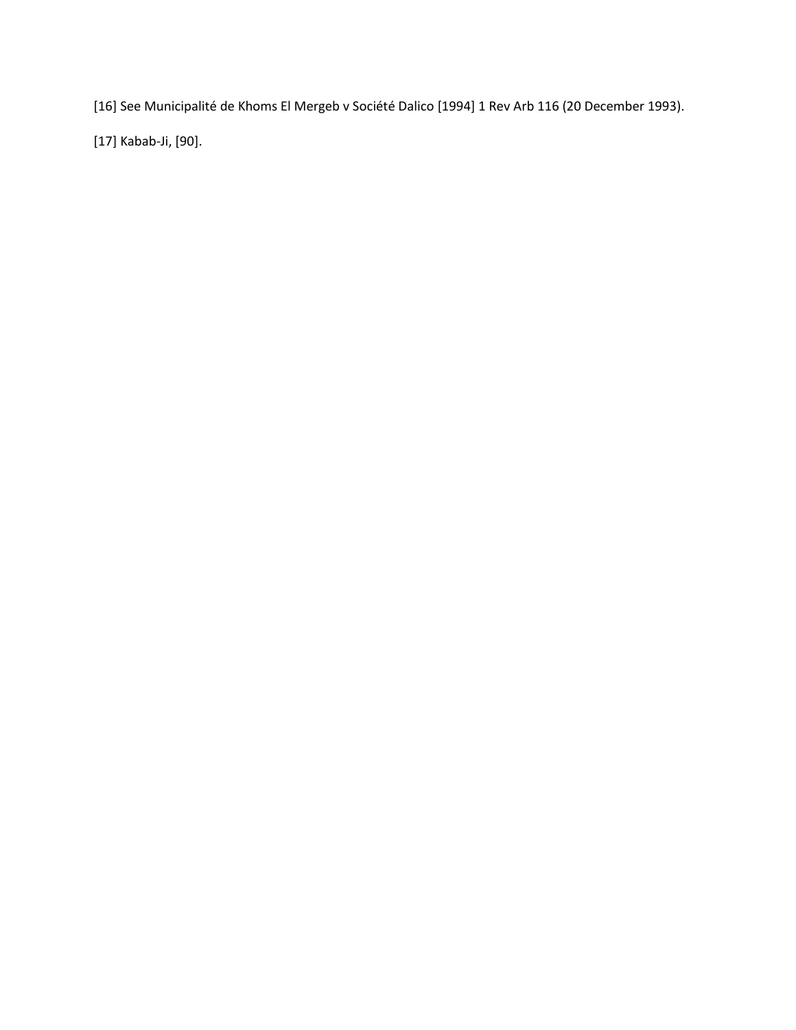[16] See Municipalité de Khoms El Mergeb v Société Dalico [1994] 1 Rev Arb 116 (20 December 1993).

[17] Kabab-Ji, [90].